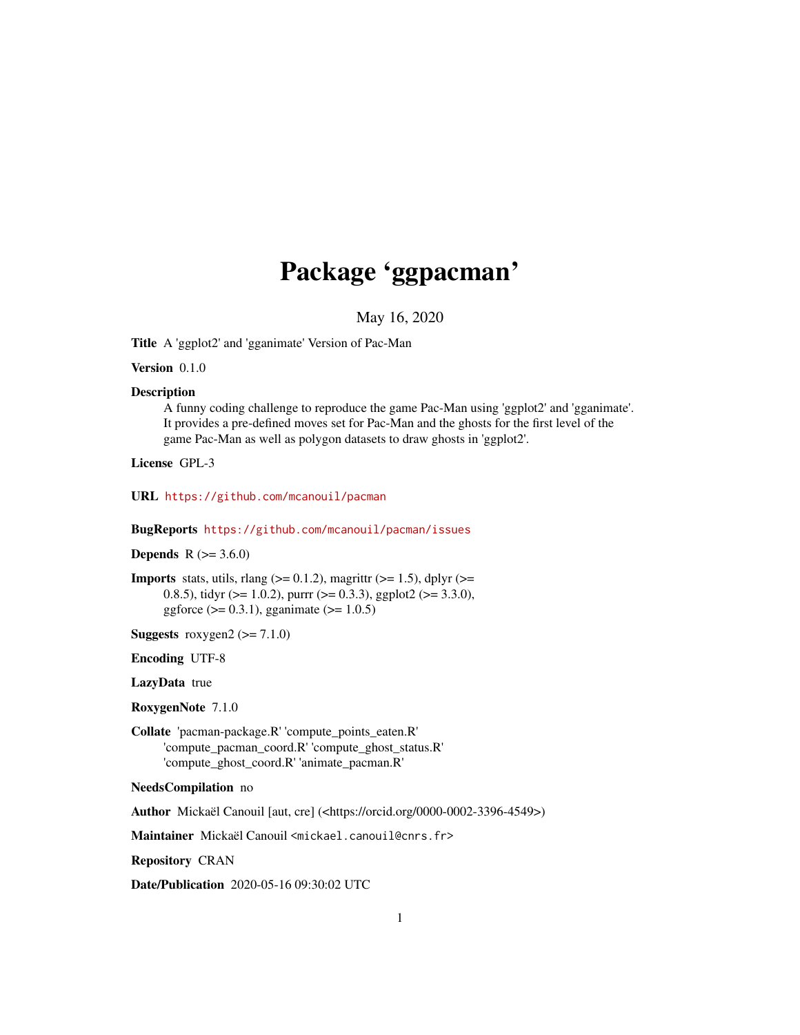# Package 'ggpacman'

May 16, 2020

**Title** A 'ggplot2' and 'gganimate' Version of Pac-Man

**Version** 0.1.0

**Description**
A funny coding challenge to reproduce the game Pac-Man using 'ggplot2' and 'gganimate'. It provides a pre-defined moves set for Pac-Man and the ghosts for the first level of the game Pac-Man as well as polygon datasets to draw ghosts in 'ggplot2'.

**License** GPL-3

**URL** https://github.com/mcanouil/pacman

**BugReports** https://github.com/mcanouil/pacman/issues

**Depends** R (>= 3.6.0)

**Imports** stats, utils, rlang (>= 0.1.2), magrittr (>= 1.5), dplyr (>= 0.8.5), tidyr (>= 1.0.2), purrr (>= 0.3.3), ggplot2 (>= 3.3.0), ggforce (>= 0.3.1), gganimate (>= 1.0.5)

**Suggests** roxygen2 (>= 7.1.0)

**Encoding** UTF-8

**LazyData** true

**RoxygenNote** 7.1.0

**Collate** 'pacman-package.R' 'compute_points_eaten.R' 'compute_pacman_coord.R' 'compute_ghost_status.R' 'compute_ghost_coord.R' 'animate_pacman.R'

**NeedsCompilation** no

**Author** Mickaël Canouil [aut, cre] (<https://orcid.org/0000-0002-3396-4549>)

**Maintainer** Mickaël Canouil <mickael.canouil@cnrs.fr>

**Repository** CRAN

**Date/Publication** 2020-05-16 09:30:02 UTC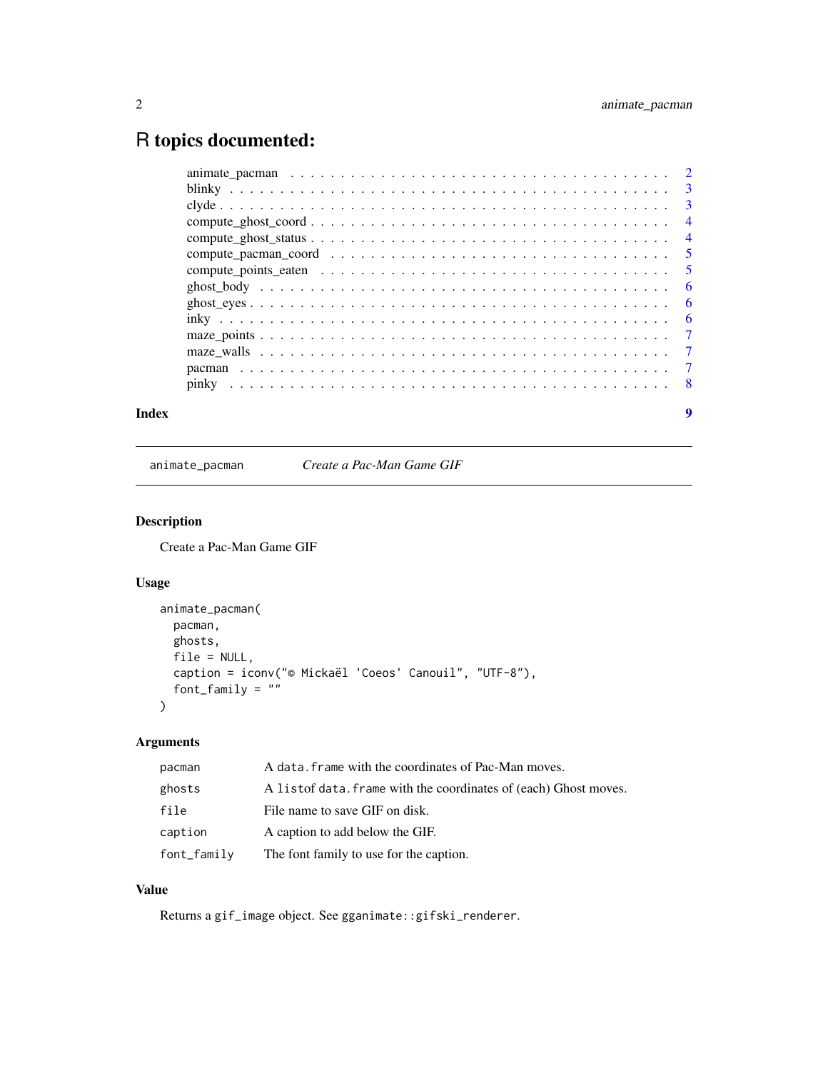# R topics documented:

- animate_pacman . . . . . . . . . . . . . . . . . . . . . . . . . . . . . . . . . . . . 2
- blinky . . . . . . . . . . . . . . . . . . . . . . . . . . . . . . . . . . . . . . . . 3
- clyde . . . . . . . . . . . . . . . . . . . . . . . . . . . . . . . . . . . . . . . . . 3
- compute_ghost_coord . . . . . . . . . . . . . . . . . . . . . . . . . . . . . . . . . 4
- compute_ghost_status . . . . . . . . . . . . . . . . . . . . . . . . . . . . . . . . 4
- compute_pacman_coord . . . . . . . . . . . . . . . . . . . . . . . . . . . . . . . . 5
- compute_points_eaten . . . . . . . . . . . . . . . . . . . . . . . . . . . . . . . . 5
- ghost_body . . . . . . . . . . . . . . . . . . . . . . . . . . . . . . . . . . . . . 6
- ghost_eyes . . . . . . . . . . . . . . . . . . . . . . . . . . . . . . . . . . . . . 6
- inky . . . . . . . . . . . . . . . . . . . . . . . . . . . . . . . . . . . . . . . . 6
- maze_points . . . . . . . . . . . . . . . . . . . . . . . . . . . . . . . . . . . . . 7
- maze_walls . . . . . . . . . . . . . . . . . . . . . . . . . . . . . . . . . . . . . 7
- pacman . . . . . . . . . . . . . . . . . . . . . . . . . . . . . . . . . . . . . . . 7
- pinky . . . . . . . . . . . . . . . . . . . . . . . . . . . . . . . . . . . . . . . . 8

**Index** 9

---

`animate_pacman` *Create a Pac-Man Game GIF*

---

### Description

Create a Pac-Man Game GIF

### Usage

```
animate_pacman(
  pacman,
  ghosts,
  file = NULL,
  caption = iconv("© Mickaël 'Coeos' Canouil", "UTF-8"),
  font_family = ""
)
```

### Arguments

| | |
|---|---|
| `pacman` | A `data.frame` with the coordinates of Pac-Man moves. |
| `ghosts` | A `listof` `data.frame` with the coordinates of (each) Ghost moves. |
| `file` | File name to save GIF on disk. |
| `caption` | A caption to add below the GIF. |
| `font_family` | The font family to use for the caption. |

### Value

Returns a `gif_image` object. See `gganimate::gifski_renderer`.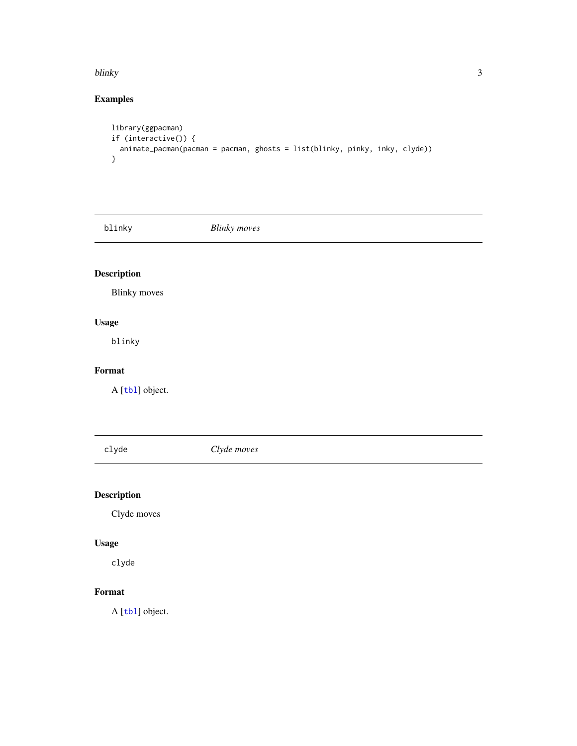### Examples

```
library(ggpacman)
if (interactive()) {
  animate_pacman(pacman = pacman, ghosts = list(blinky, pinky, inky, clyde))
}
```

---

## blinky *Blinky moves*

---

### Description

Blinky moves

### Usage

```
blinky
```

### Format

A [tbl] object.

---

## clyde *Clyde moves*

---

### Description

Clyde moves

### Usage

```
clyde
```

### Format

A [tbl] object.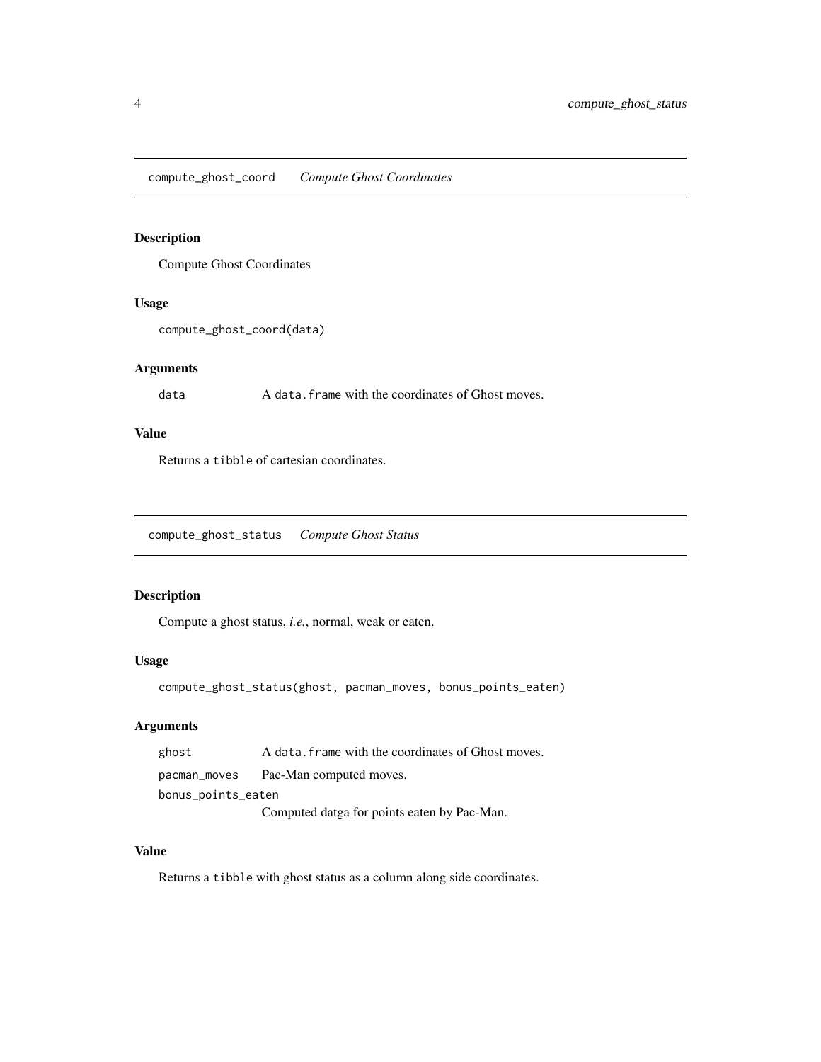## compute_ghost_coord *Compute Ghost Coordinates*

### Description

Compute Ghost Coordinates

### Usage

```
compute_ghost_coord(data)
```

### Arguments

| | |
|---|---|
| `data` | A `data.frame` with the coordinates of Ghost moves. |

### Value

Returns a `tibble` of cartesian coordinates.

## compute_ghost_status *Compute Ghost Status*

### Description

Compute a ghost status, *i.e.*, normal, weak or eaten.

### Usage

```
compute_ghost_status(ghost, pacman_moves, bonus_points_eaten)
```

### Arguments

| | |
|---|---|
| `ghost` | A `data.frame` with the coordinates of Ghost moves. |
| `pacman_moves` | Pac-Man computed moves. |
| `bonus_points_eaten` | Computed datga for points eaten by Pac-Man. |

### Value

Returns a `tibble` with ghost status as a column along side coordinates.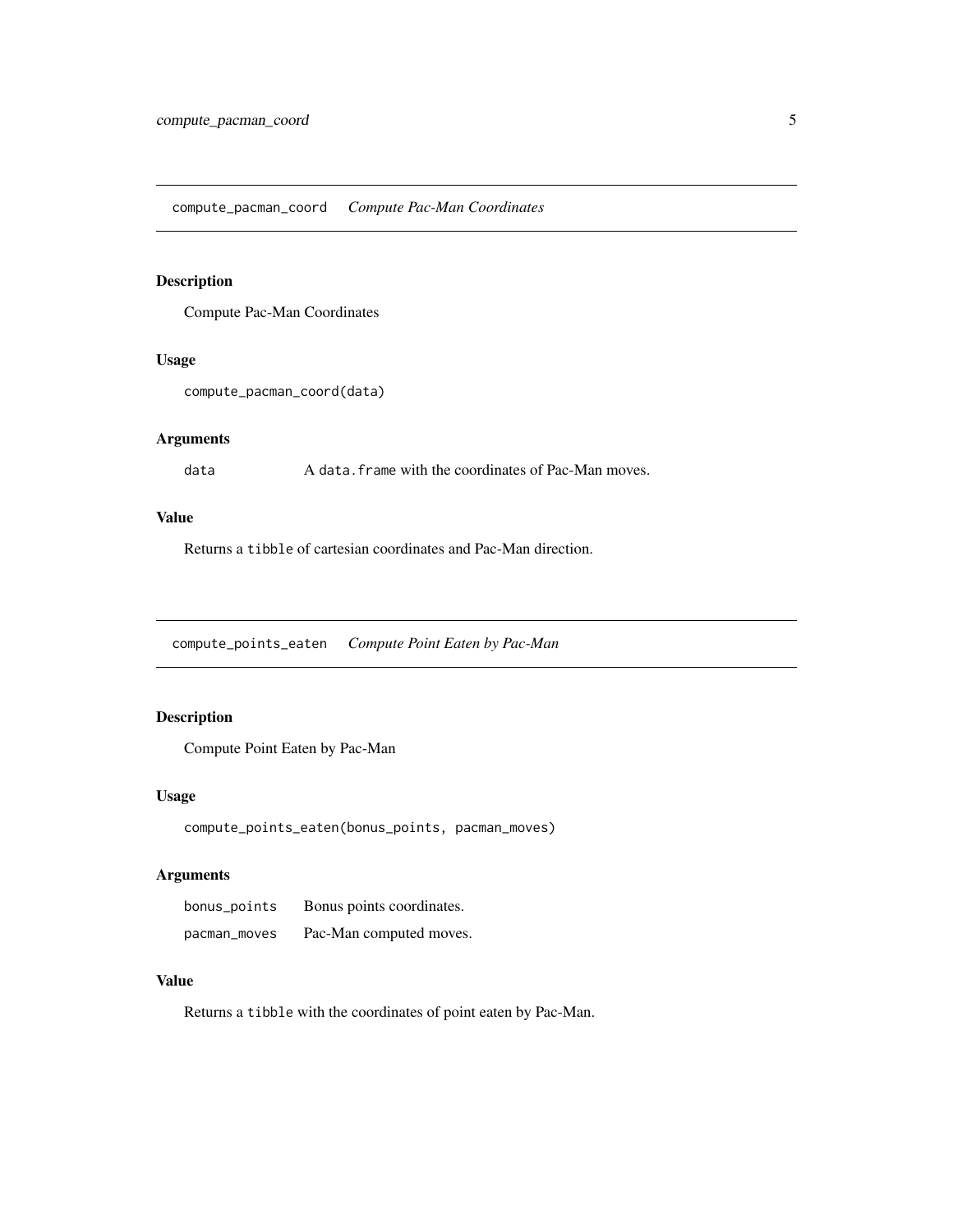## `compute_pacman_coord` *Compute Pac-Man Coordinates*

### Description

Compute Pac-Man Coordinates

### Usage

```
compute_pacman_coord(data)
```

### Arguments

| | |
|---|---|
| `data` | A `data.frame` with the coordinates of Pac-Man moves. |

### Value

Returns a `tibble` of cartesian coordinates and Pac-Man direction.

## `compute_points_eaten` *Compute Point Eaten by Pac-Man*

### Description

Compute Point Eaten by Pac-Man

### Usage

```
compute_points_eaten(bonus_points, pacman_moves)
```

### Arguments

| | |
|---|---|
| `bonus_points` | Bonus points coordinates. |
| `pacman_moves` | Pac-Man computed moves. |

### Value

Returns a `tibble` with the coordinates of point eaten by Pac-Man.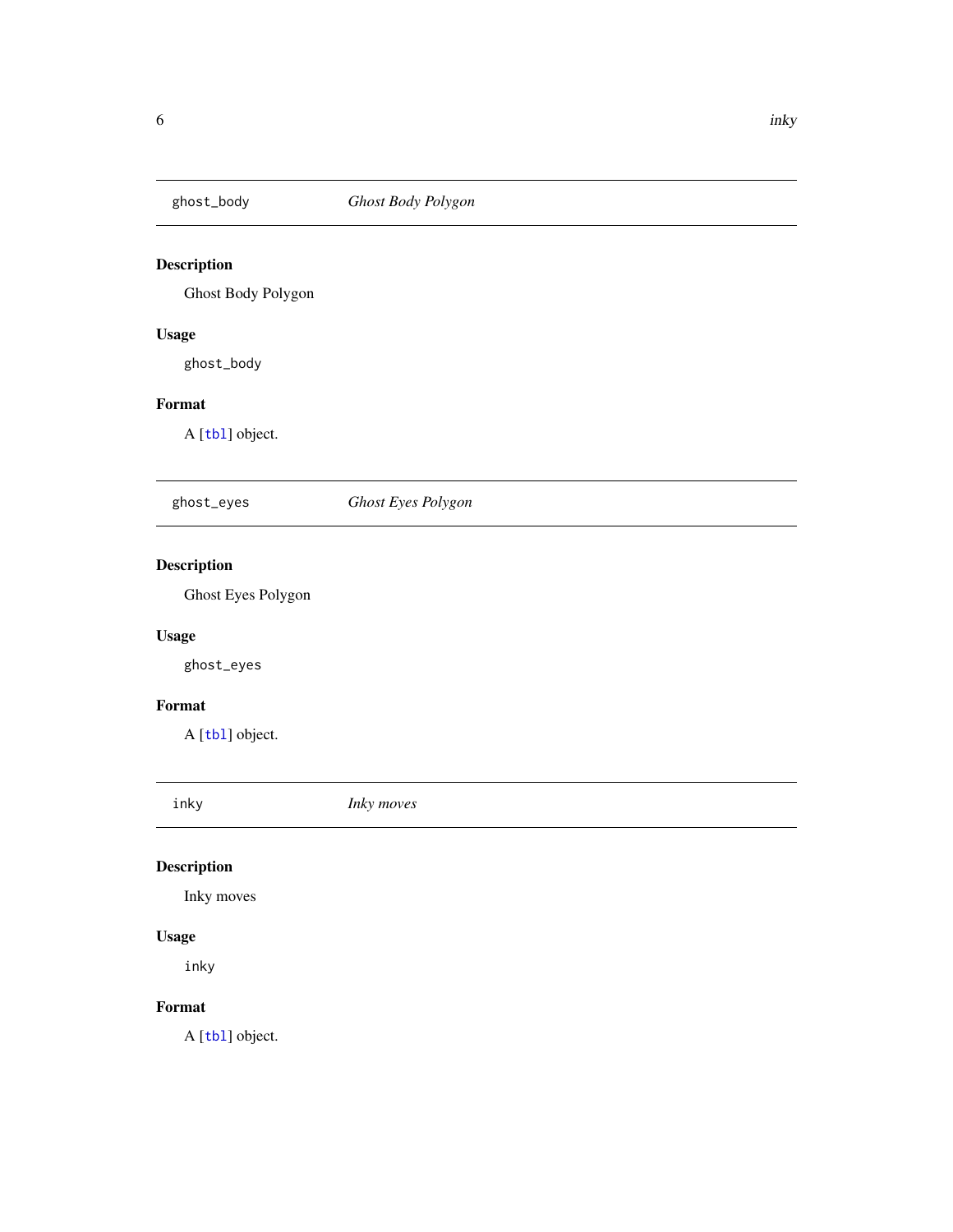## ghost_body — *Ghost Body Polygon*

### Description

Ghost Body Polygon

### Usage

```
ghost_body
```

### Format

A [tbl] object.

## ghost_eyes — *Ghost Eyes Polygon*

### Description

Ghost Eyes Polygon

### Usage

```
ghost_eyes
```

### Format

A [tbl] object.

## inky — *Inky moves*

### Description

Inky moves

### Usage

```
inky
```

### Format

A [tbl] object.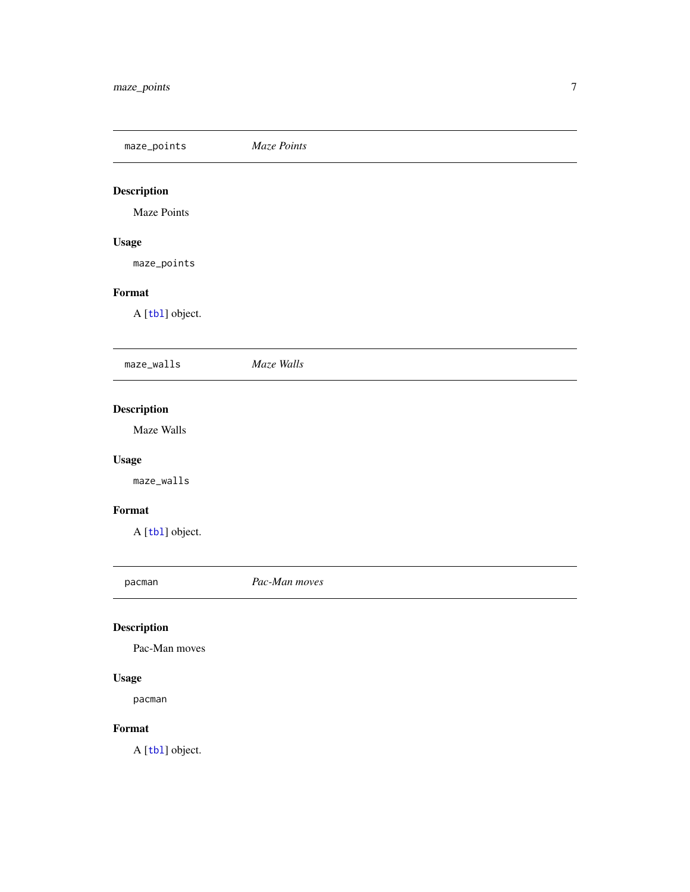## `maze_points` *Maze Points*

### Description

Maze Points

### Usage

```
maze_points
```

### Format

A [tbl] object.

## `maze_walls` *Maze Walls*

### Description

Maze Walls

### Usage

```
maze_walls
```

### Format

A [tbl] object.

## `pacman` *Pac-Man moves*

### Description

Pac-Man moves

### Usage

```
pacman
```

### Format

A [tbl] object.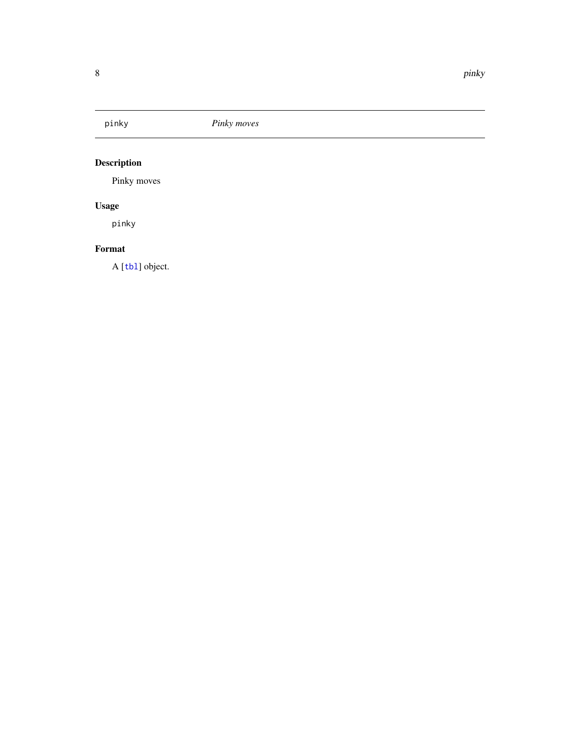pinky *Pinky moves*

## Description

Pinky moves

## Usage

```
pinky
```

## Format

A [tbl] object.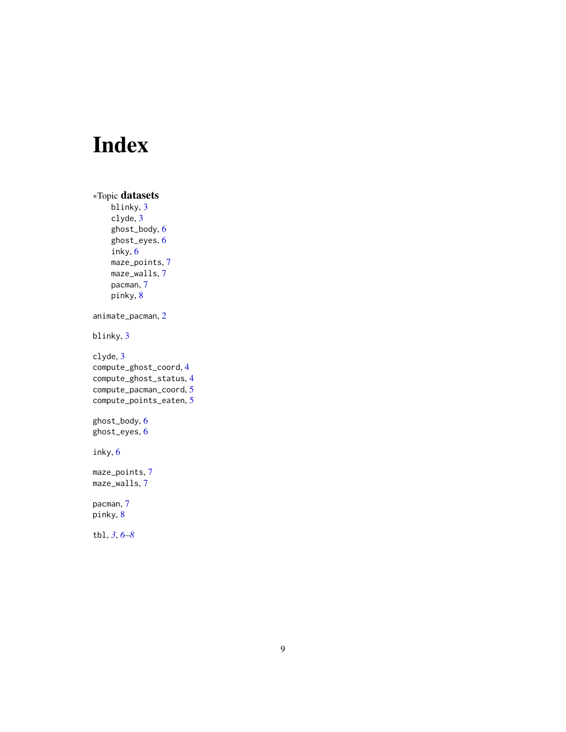# Index

∗Topic **datasets**

blinky, 3
clyde, 3
ghost_body, 6
ghost_eyes, 6
inky, 6
maze_points, 7
maze_walls, 7
pacman, 7
pinky, 8

animate_pacman, 2

blinky, 3

clyde, 3
compute_ghost_coord, 4
compute_ghost_status, 4
compute_pacman_coord, 5
compute_points_eaten, 5

ghost_body, 6
ghost_eyes, 6

inky, 6

maze_points, 7
maze_walls, 7

pacman, 7
pinky, 8

tbl, *3*, *6–8*